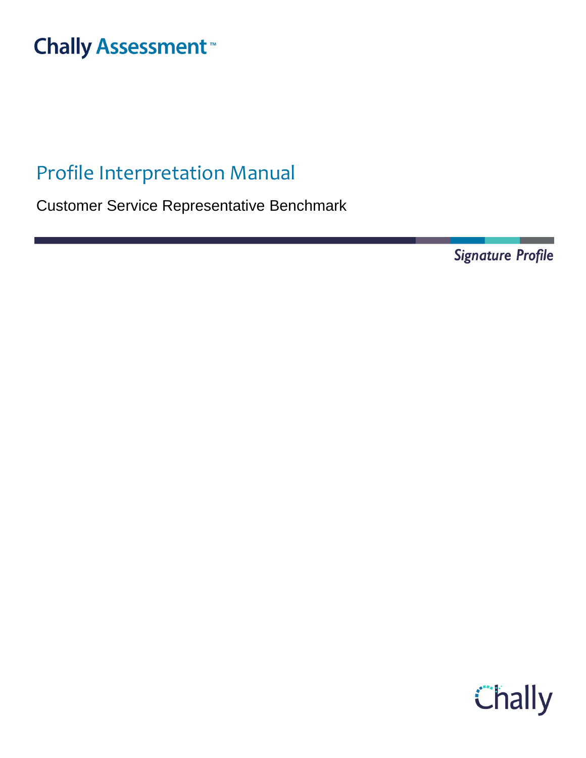Chally Assessment™

# Profile Interpretation Manual

Customer Service Representative Benchmark

*Signature Profile*

Chally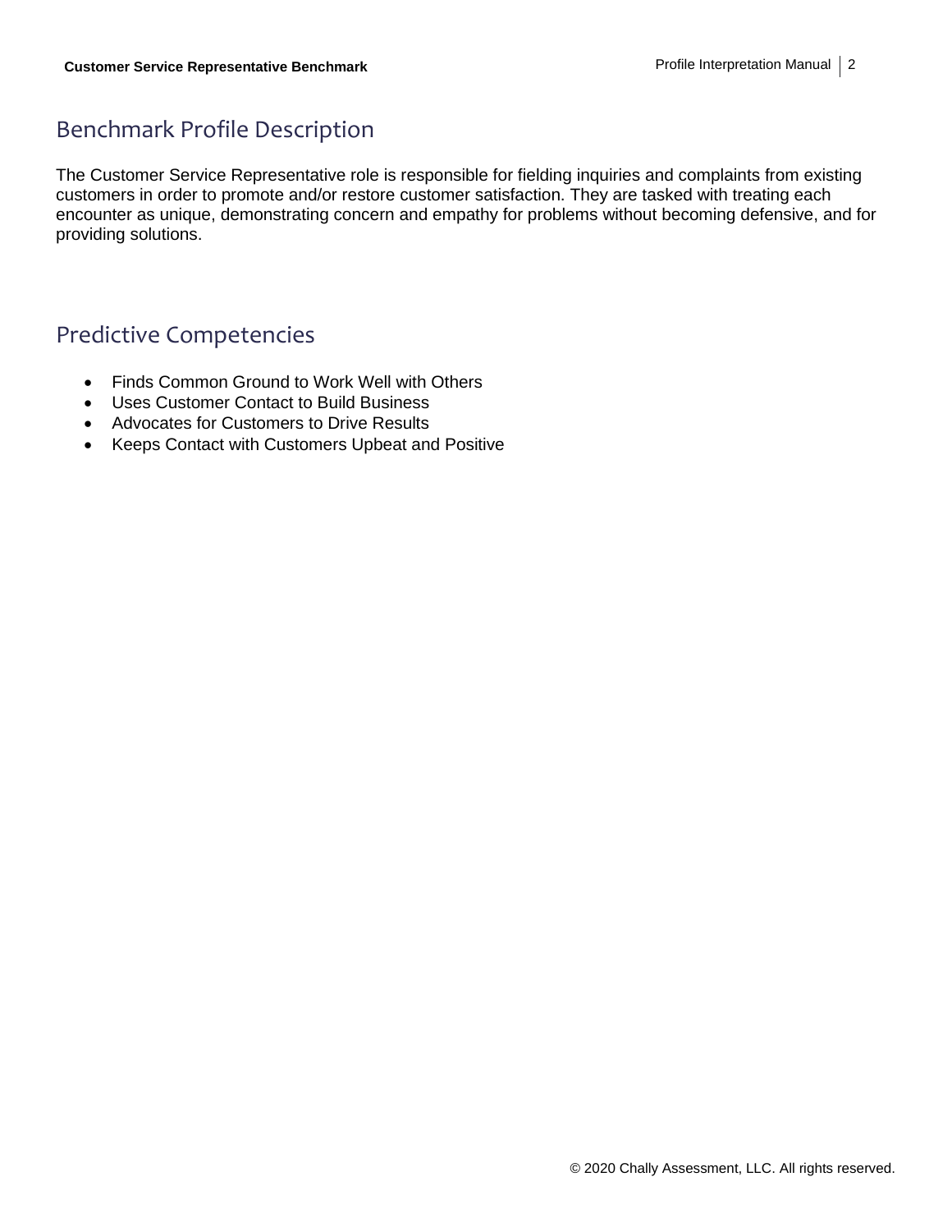## Benchmark Profile Description

The Customer Service Representative role is responsible for fielding inquiries and complaints from existing customers in order to promote and/or restore customer satisfaction. They are tasked with treating each encounter as unique, demonstrating concern and empathy for problems without becoming defensive, and for providing solutions.

## Predictive Competencies

- Finds Common Ground to Work Well with Others
- Uses Customer Contact to Build Business
- Advocates for Customers to Drive Results
- Keeps Contact with Customers Upbeat and Positive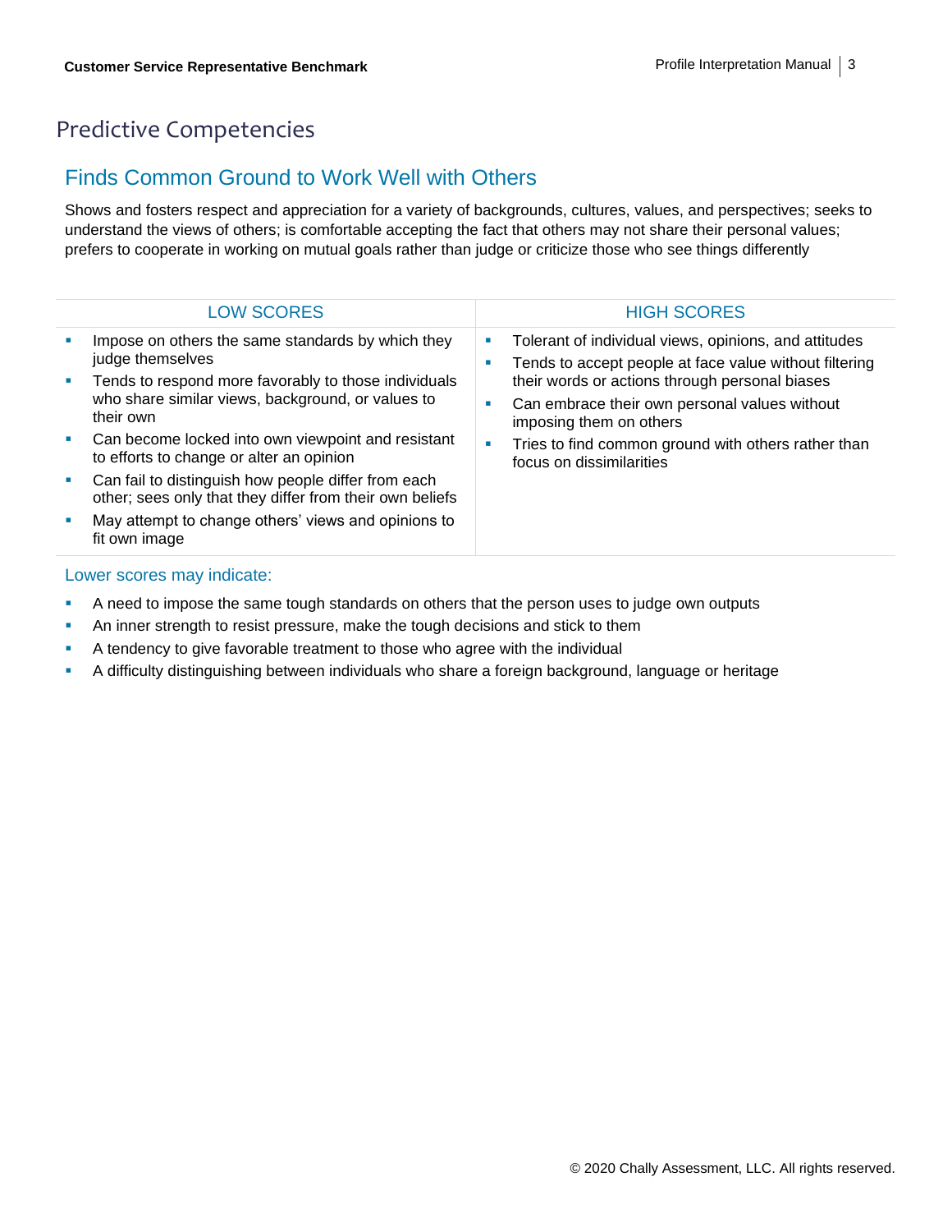# Predictive Competencies

## Finds Common Ground to Work Well with Others

Shows and fosters respect and appreciation for a variety of backgrounds, cultures, values, and perspectives; seeks to understand the views of others; is comfortable accepting the fact that others may not share their personal values; prefers to cooperate in working on mutual goals rather than judge or criticize those who see things differently

| LOW SCORES | HIGH SCORES |
| --- | --- |
| ▪ Impose on others the same standards by which they judge themselves<br>▪ Tends to respond more favorably to those individuals who share similar views, background, or values to their own<br>▪ Can become locked into own viewpoint and resistant to efforts to change or alter an opinion<br>▪ Can fail to distinguish how people differ from each other; sees only that they differ from their own beliefs<br>▪ May attempt to change others' views and opinions to fit own image | ▪ Tolerant of individual views, opinions, and attitudes<br>▪ Tends to accept people at face value without filtering their words or actions through personal biases<br>▪ Can embrace their own personal values without imposing them on others<br>▪ Tries to find common ground with others rather than focus on dissimilarities |

### Lower scores may indicate:

- A need to impose the same tough standards on others that the person uses to judge own outputs
- An inner strength to resist pressure, make the tough decisions and stick to them
- A tendency to give favorable treatment to those who agree with the individual
- A difficulty distinguishing between individuals who share a foreign background, language or heritage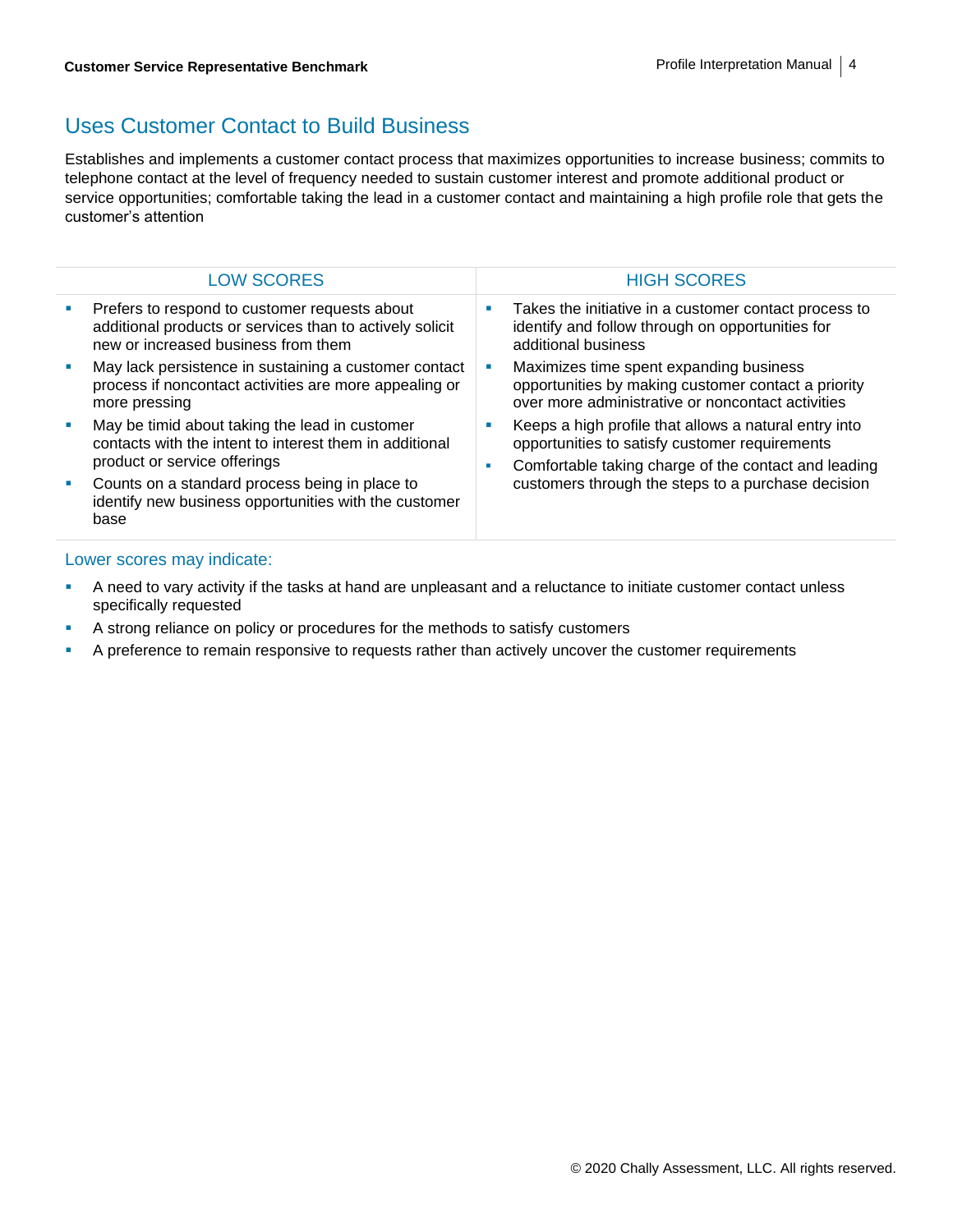## Uses Customer Contact to Build Business

Establishes and implements a customer contact process that maximizes opportunities to increase business; commits to telephone contact at the level of frequency needed to sustain customer interest and promote additional product or service opportunities; comfortable taking the lead in a customer contact and maintaining a high profile role that gets the customer's attention

| LOW SCORES | HIGH SCORES |
| --- | --- |
| ▪ Prefers to respond to customer requests about additional products or services than to actively solicit new or increased business from them<br>▪ May lack persistence in sustaining a customer contact process if noncontact activities are more appealing or more pressing<br>▪ May be timid about taking the lead in customer contacts with the intent to interest them in additional product or service offerings<br>▪ Counts on a standard process being in place to identify new business opportunities with the customer base | ▪ Takes the initiative in a customer contact process to identify and follow through on opportunities for additional business<br>▪ Maximizes time spent expanding business opportunities by making customer contact a priority over more administrative or noncontact activities<br>▪ Keeps a high profile that allows a natural entry into opportunities to satisfy customer requirements<br>▪ Comfortable taking charge of the contact and leading customers through the steps to a purchase decision |

### Lower scores may indicate:

- A need to vary activity if the tasks at hand are unpleasant and a reluctance to initiate customer contact unless specifically requested
- A strong reliance on policy or procedures for the methods to satisfy customers
- A preference to remain responsive to requests rather than actively uncover the customer requirements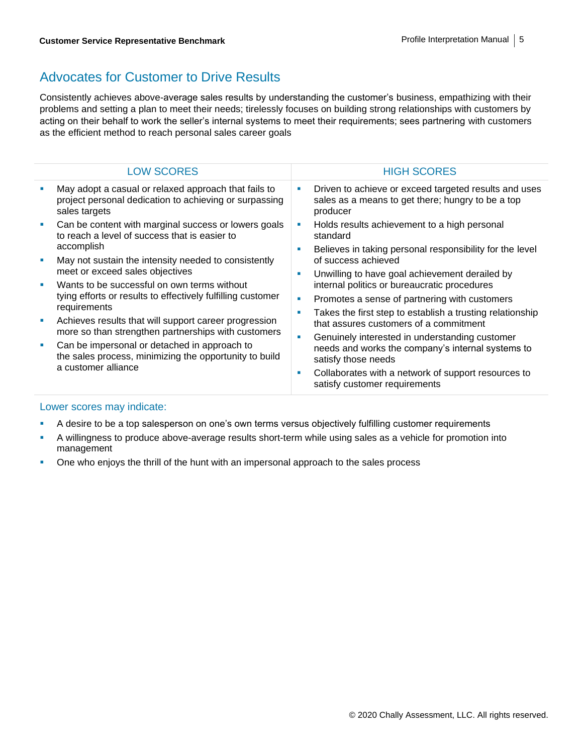## Advocates for Customer to Drive Results

Consistently achieves above-average sales results by understanding the customer's business, empathizing with their problems and setting a plan to meet their needs; tirelessly focuses on building strong relationships with customers by acting on their behalf to work the seller's internal systems to meet their requirements; sees partnering with customers as the efficient method to reach personal sales career goals

| LOW SCORES | HIGH SCORES |
| --- | --- |
| ▪ May adopt a casual or relaxed approach that fails to project personal dedication to achieving or surpassing sales targets<br>▪ Can be content with marginal success or lowers goals to reach a level of success that is easier to accomplish<br>▪ May not sustain the intensity needed to consistently meet or exceed sales objectives<br>▪ Wants to be successful on own terms without tying efforts or results to effectively fulfilling customer requirements<br>▪ Achieves results that will support career progression more so than strengthen partnerships with customers<br>▪ Can be impersonal or detached in approach to the sales process, minimizing the opportunity to build a customer alliance | ▪ Driven to achieve or exceed targeted results and uses sales as a means to get there; hungry to be a top producer<br>▪ Holds results achievement to a high personal standard<br>▪ Believes in taking personal responsibility for the level of success achieved<br>▪ Unwilling to have goal achievement derailed by internal politics or bureaucratic procedures<br>▪ Promotes a sense of partnering with customers<br>▪ Takes the first step to establish a trusting relationship that assures customers of a commitment<br>▪ Genuinely interested in understanding customer needs and works the company's internal systems to satisfy those needs<br>▪ Collaborates with a network of support resources to satisfy customer requirements |

### Lower scores may indicate:

- A desire to be a top salesperson on one's own terms versus objectively fulfilling customer requirements
- A willingness to produce above-average results short-term while using sales as a vehicle for promotion into management
- One who enjoys the thrill of the hunt with an impersonal approach to the sales process

© 2020 Chally Assessment, LLC. All rights reserved.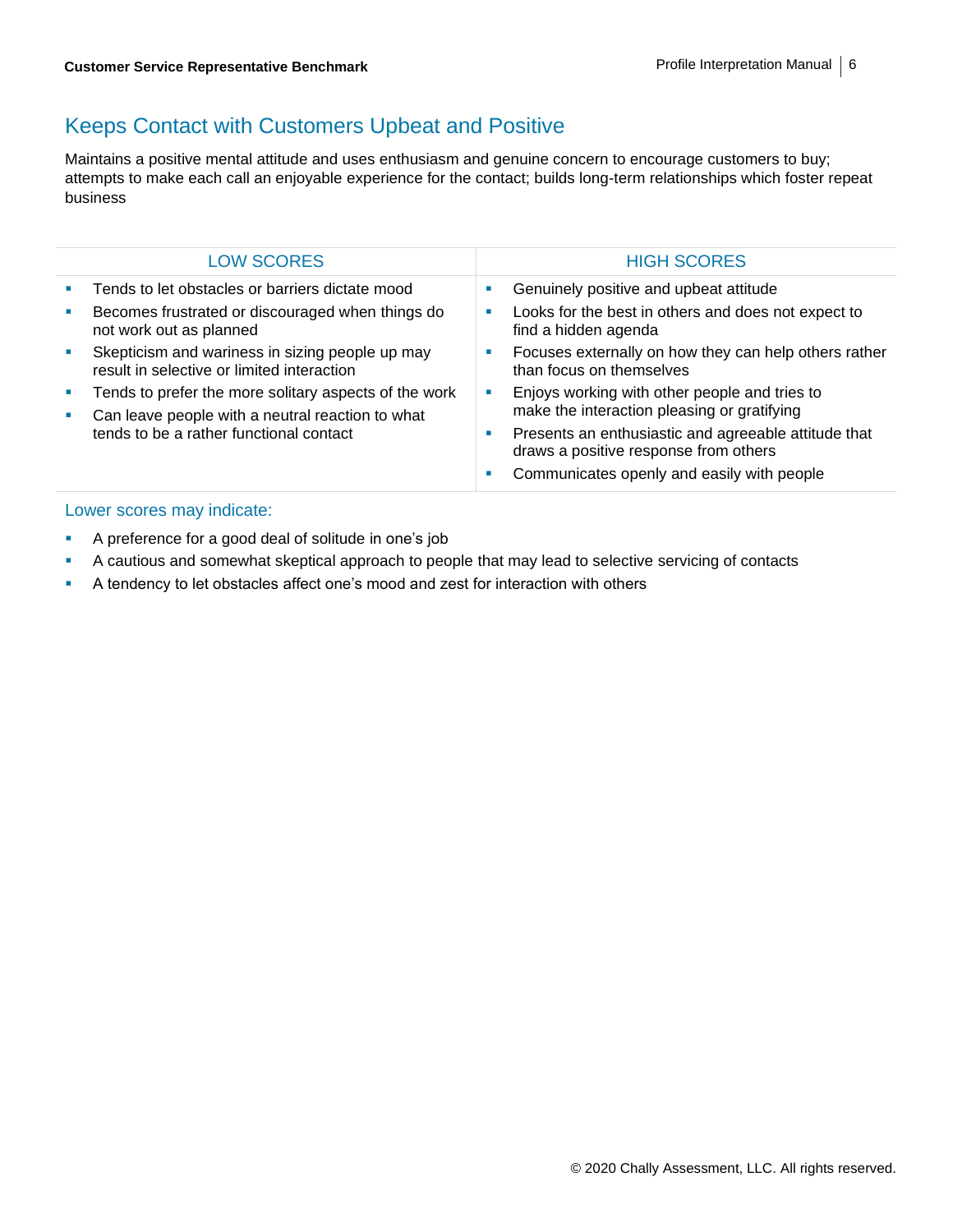## Keeps Contact with Customers Upbeat and Positive

Maintains a positive mental attitude and uses enthusiasm and genuine concern to encourage customers to buy; attempts to make each call an enjoyable experience for the contact; builds long-term relationships which foster repeat business

| LOW SCORES | HIGH SCORES |
|---|---|
| ▪ Tends to let obstacles or barriers dictate mood<br>▪ Becomes frustrated or discouraged when things do not work out as planned<br>▪ Skepticism and wariness in sizing people up may result in selective or limited interaction<br>▪ Tends to prefer the more solitary aspects of the work<br>▪ Can leave people with a neutral reaction to what tends to be a rather functional contact | ▪ Genuinely positive and upbeat attitude<br>▪ Looks for the best in others and does not expect to find a hidden agenda<br>▪ Focuses externally on how they can help others rather than focus on themselves<br>▪ Enjoys working with other people and tries to make the interaction pleasing or gratifying<br>▪ Presents an enthusiastic and agreeable attitude that draws a positive response from others<br>▪ Communicates openly and easily with people |

### Lower scores may indicate:

- A preference for a good deal of solitude in one's job
- A cautious and somewhat skeptical approach to people that may lead to selective servicing of contacts
- A tendency to let obstacles affect one's mood and zest for interaction with others

© 2020 Chally Assessment, LLC. All rights reserved.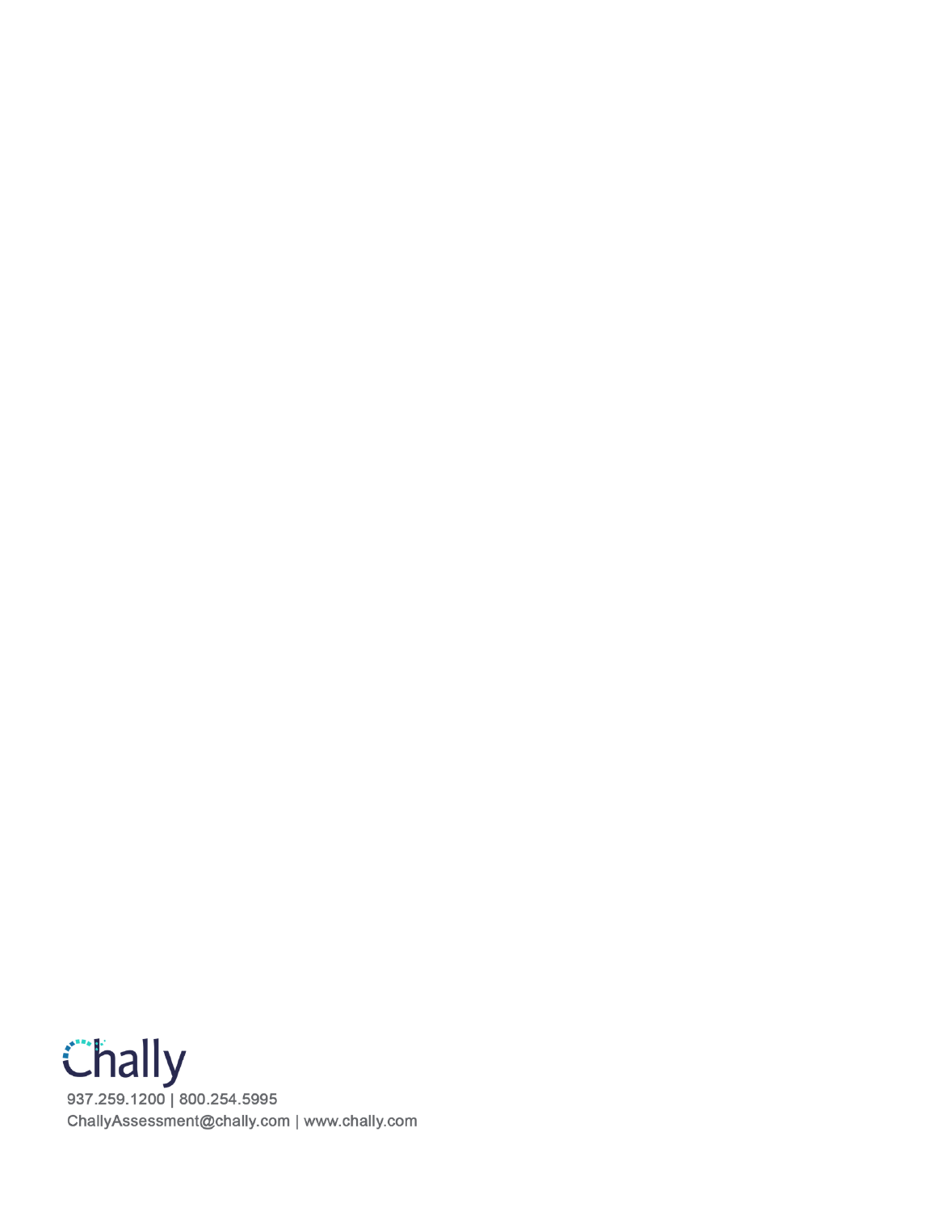Chally

937.259.1200 | 800.254.5995

ChallyAssessment@chally.com | www.chally.com